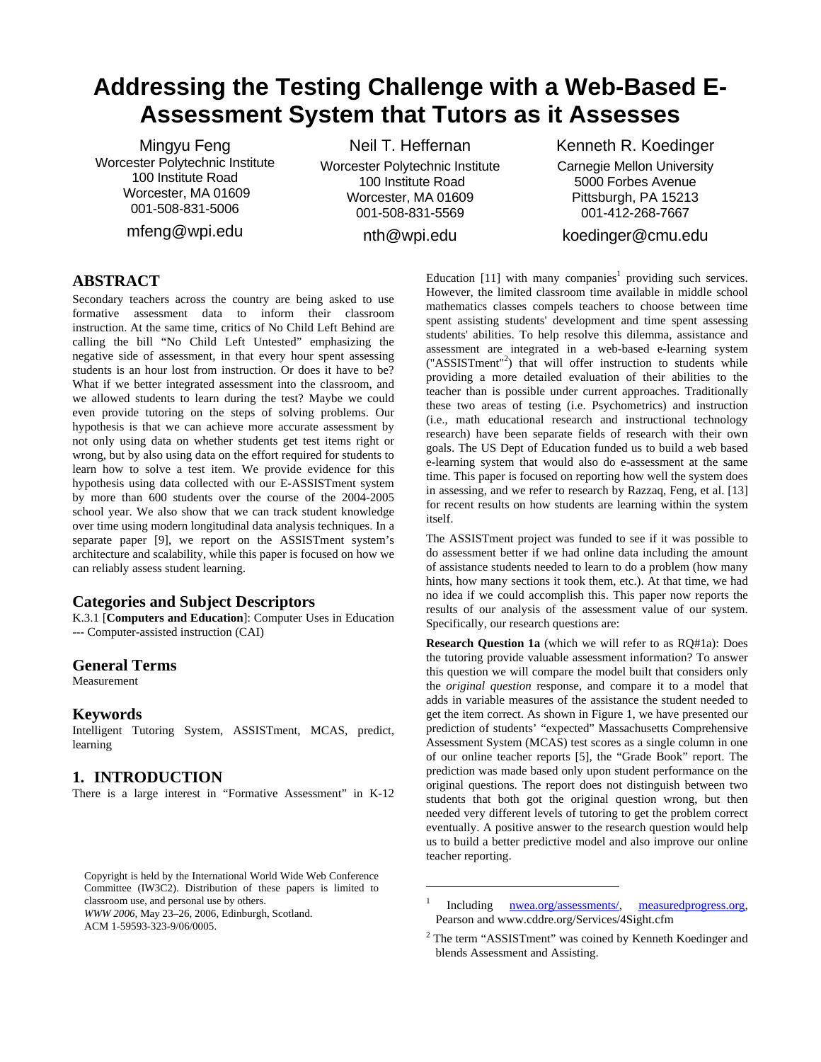# Addressing the Testing Challenge with a Web-Based E-Assessment System that Tutors as it Assesses

Mingyu Feng
Worcester Polytechnic Institute
100 Institute Road
Worcester, MA 01609
001-508-831-5006
mfeng@wpi.edu

Neil T. Heffernan
Worcester Polytechnic Institute
100 Institute Road
Worcester, MA 01609
001-508-831-5569
nth@wpi.edu

Kenneth R. Koedinger
Carnegie Mellon University
5000 Forbes Avenue
Pittsburgh, PA 15213
001-412-268-7667
koedinger@cmu.edu

## ABSTRACT

Secondary teachers across the country are being asked to use formative assessment data to inform their classroom instruction. At the same time, critics of No Child Left Behind are calling the bill "No Child Left Untested" emphasizing the negative side of assessment, in that every hour spent assessing students is an hour lost from instruction. Or does it have to be? What if we better integrated assessment into the classroom, and we allowed students to learn during the test? Maybe we could even provide tutoring on the steps of solving problems. Our hypothesis is that we can achieve more accurate assessment by not only using data on whether students get test items right or wrong, but by also using data on the effort required for students to learn how to solve a test item. We provide evidence for this hypothesis using data collected with our E-ASSISTment system by more than 600 students over the course of the 2004-2005 school year. We also show that we can track student knowledge over time using modern longitudinal data analysis techniques. In a separate paper [9], we report on the ASSISTment system's architecture and scalability, while this paper is focused on how we can reliably assess student learning.

## Categories and Subject Descriptors

K.3.1 [**Computers and Education**]: Computer Uses in Education --- Computer-assisted instruction (CAI)

## General Terms

Measurement

## Keywords

Intelligent Tutoring System, ASSISTment, MCAS, predict, learning

## 1. INTRODUCTION

There is a large interest in "Formative Assessment" in K-12 Education [11] with many companies[1] providing such services. However, the limited classroom time available in middle school mathematics classes compels teachers to choose between time spent assisting students' development and time spent assessing students' abilities. To help resolve this dilemma, assistance and assessment are integrated in a web-based e-learning system ("ASSISTment"[2]) that will offer instruction to students while providing a more detailed evaluation of their abilities to the teacher than is possible under current approaches. Traditionally these two areas of testing (i.e. Psychometrics) and instruction (i.e., math educational research and instructional technology research) have been separate fields of research with their own goals. The US Dept of Education funded us to build a web based e-learning system that would also do e-assessment at the same time. This paper is focused on reporting how well the system does in assessing, and we refer to research by Razzaq, Feng, et al. [13] for recent results on how students are learning within the system itself.

The ASSISTment project was funded to see if it was possible to do assessment better if we had online data including the amount of assistance students needed to learn to do a problem (how many hints, how many sections it took them, etc.). At that time, we had no idea if we could accomplish this. This paper now reports the results of our analysis of the assessment value of our system. Specifically, our research questions are:

**Research Question 1a** (which we will refer to as RQ#1a): Does the tutoring provide valuable assessment information? To answer this question we will compare the model built that considers only the *original question* response, and compare it to a model that adds in variable measures of the assistance the student needed to get the item correct. As shown in Figure 1, we have presented our prediction of students' "expected" Massachusetts Comprehensive Assessment System (MCAS) test scores as a single column in one of our online teacher reports [5], the "Grade Book" report. The prediction was made based only upon student performance on the original questions. The report does not distinguish between two students that both got the original question wrong, but then needed very different levels of tutoring to get the problem correct eventually. A positive answer to the research question would help us to build a better predictive model and also improve our online teacher reporting.

Copyright is held by the International World Wide Web Conference Committee (IW3C2). Distribution of these papers is limited to classroom use, and personal use by others.
*WWW 2006*, May 23–26, 2006, Edinburgh, Scotland.
ACM 1-59593-323-9/06/0005.

[1] Including nwea.org/assessments/, measuredprogress.org, Pearson and www.cddre.org/Services/4Sight.cfm

[2] The term "ASSISTment" was coined by Kenneth Koedinger and blends Assessment and Assisting.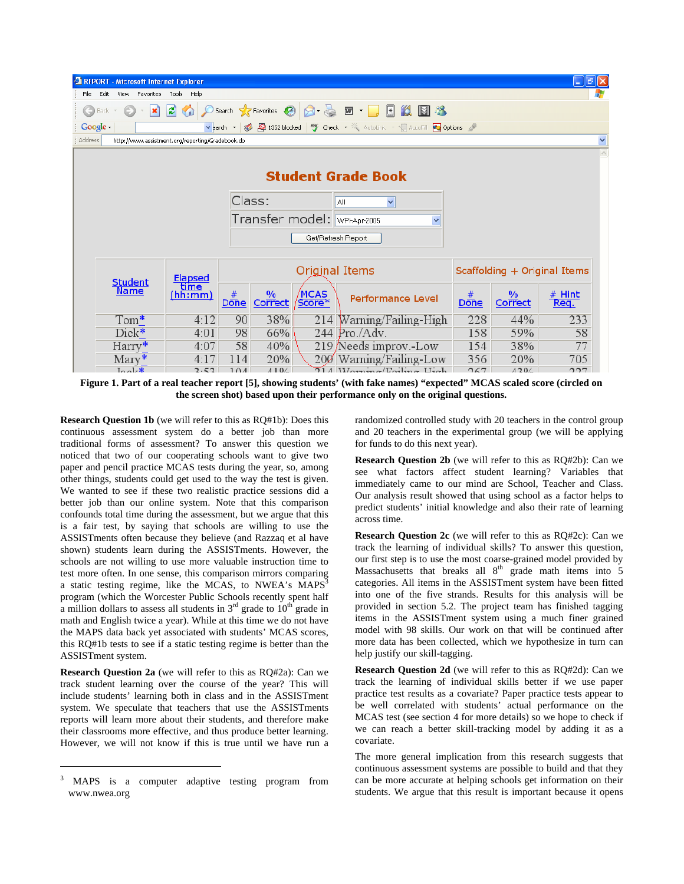**Figure 1. Part of a real teacher report [5], showing students' (with fake names) "expected" MCAS scaled score (circled on the screen shot) based upon their performance only on the original questions.**

**Research Question 1b** (we will refer to this as RQ#1b): Does this continuous assessment system do a better job than more traditional forms of assessment? To answer this question we noticed that two of our cooperating schools want to give two paper and pencil practice MCAS tests during the year, so, among other things, students could get used to the way the test is given. We wanted to see if these two realistic practice sessions did a better job than our online system. Note that this comparison confounds total time during the assessment, but we argue that this is a fair test, by saying that schools are willing to use the ASSISTments often because they believe (and Razzaq et al have shown) students learn during the ASSISTments. However, the schools are not willing to use more valuable instruction time to test more often. In one sense, this comparison mirrors comparing a static testing regime, like the MCAS, to NWEA's MAPS[3] program (which the Worcester Public Schools recently spent half a million dollars to assess all students in 3rd grade to 10th grade in math and English twice a year). While at this time we do not have the MAPS data back yet associated with students' MCAS scores, this RQ#1b tests to see if a static testing regime is better than the ASSISTment system.

**Research Question 2a** (we will refer to this as RQ#2a): Can we track student learning over the course of the year? This will include students' learning both in class and in the ASSISTment system. We speculate that teachers that use the ASSISTments reports will learn more about their students, and therefore make their classrooms more effective, and thus produce better learning. However, we will not know if this is true until we have run a randomized controlled study with 20 teachers in the control group and 20 teachers in the experimental group (we will be applying for funds to do this next year).

**Research Question 2b** (we will refer to this as RQ#2b): Can we see what factors affect student learning? Variables that immediately came to our mind are School, Teacher and Class. Our analysis result showed that using school as a factor helps to predict students' initial knowledge and also their rate of learning across time.

**Research Question 2c** (we will refer to this as RQ#2c): Can we track the learning of individual skills? To answer this question, our first step is to use the most coarse-grained model provided by Massachusetts that breaks all 8th grade math items into 5 categories. All items in the ASSISTment system have been fitted into one of the five strands. Results for this analysis will be provided in section 5.2. The project team has finished tagging items in the ASSISTment system using a much finer grained model with 98 skills. Our work on that will be continued after more data has been collected, which we hypothesize in turn can help justify our skill-tagging.

**Research Question 2d** (we will refer to this as RQ#2d): Can we track the learning of individual skills better if we use paper practice test results as a covariate? Paper practice tests appear to be well correlated with students' actual performance on the MCAS test (see section 4 for more details) so we hope to check if we can reach a better skill-tracking model by adding it as a covariate.

The more general implication from this research suggests that continuous assessment systems are possible to build and that they can be more accurate at helping schools get information on their students. We argue that this result is important because it opens

[3] MAPS is a computer adaptive testing program from www.nwea.org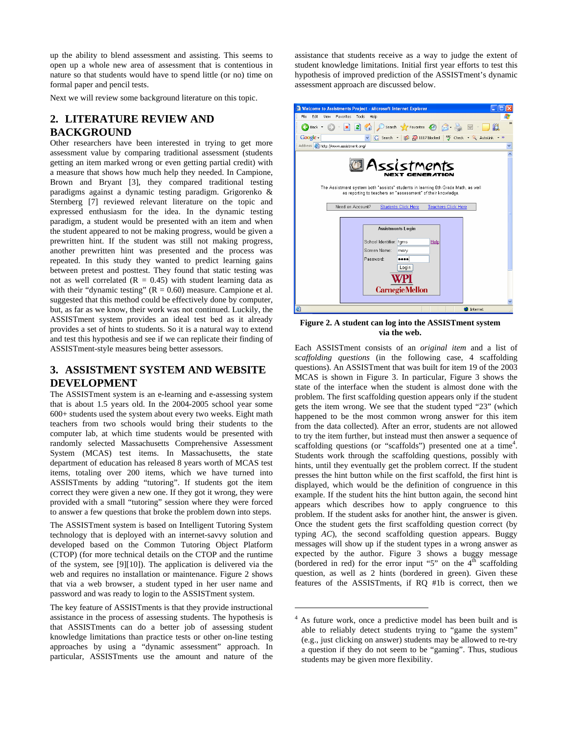up the ability to blend assessment and assisting. This seems to open up a whole new area of assessment that is contentious in nature so that students would have to spend little (or no) time on formal paper and pencil tests.

Next we will review some background literature on this topic.

## 2. LITERATURE REVIEW AND BACKGROUND

Other researchers have been interested in trying to get more assessment value by comparing traditional assessment (students getting an item marked wrong or even getting partial credit) with a measure that shows how much help they needed. In Campione, Brown and Bryant [3], they compared traditional testing paradigms against a dynamic testing paradigm. Grigorenko & Sternberg [7] reviewed relevant literature on the topic and expressed enthusiasm for the idea. In the dynamic testing paradigm, a student would be presented with an item and when the student appeared to not be making progress, would be given a prewritten hint. If the student was still not making progress, another prewritten hint was presented and the process was repeated. In this study they wanted to predict learning gains between pretest and posttest. They found that static testing was not as well correlated (R = 0.45) with student learning data as with their "dynamic testing" (R = 0.60) measure. Campione et al. suggested that this method could be effectively done by computer, but, as far as we know, their work was not continued. Luckily, the ASSISTment system provides an ideal test bed as it already provides a set of hints to students. So it is a natural way to extend and test this hypothesis and see if we can replicate their finding of ASSISTment-style measures being better assessors.

## 3. ASSISTMENT SYSTEM AND WEBSITE DEVELOPMENT

The ASSISTment system is an e-learning and e-assessing system that is about 1.5 years old. In the 2004-2005 school year some 600+ students used the system about every two weeks. Eight math teachers from two schools would bring their students to the computer lab, at which time students would be presented with randomly selected Massachusetts Comprehensive Assessment System (MCAS) test items. In Massachusetts, the state department of education has released 8 years worth of MCAS test items, totaling over 200 items, which we have turned into ASSISTments by adding "tutoring". If students got the item correct they were given a new one. If they got it wrong, they were provided with a small "tutoring" session where they were forced to answer a few questions that broke the problem down into steps.

The ASSISTment system is based on Intelligent Tutoring System technology that is deployed with an internet-savvy solution and developed based on the Common Tutoring Object Platform (CTOP) (for more technical details on the CTOP and the runtime of the system, see [9][10]). The application is delivered via the web and requires no installation or maintenance. Figure 2 shows that via a web browser, a student typed in her user name and password and was ready to login to the ASSISTment system.

The key feature of ASSISTments is that they provide instructional assistance in the process of assessing students. The hypothesis is that ASSISTments can do a better job of assessing student knowledge limitations than practice tests or other on-line testing approaches by using a "dynamic assessment" approach. In particular, ASSISTments use the amount and nature of the assistance that students receive as a way to judge the extent of student knowledge limitations. Initial first year efforts to test this hypothesis of improved prediction of the ASSISTment's dynamic assessment approach are discussed below.

**Figure 2. A student can log into the ASSISTment system via the web.**

Each ASSISTment consists of an *original item* and a list of *scaffolding questions* (in the following case, 4 scaffolding questions). An ASSISTment that was built for item 19 of the 2003 MCAS is shown in Figure 3. In particular, Figure 3 shows the state of the interface when the student is almost done with the problem. The first scaffolding question appears only if the student gets the item wrong. We see that the student typed "23" (which happened to be the most common wrong answer for this item from the data collected). After an error, students are not allowed to try the item further, but instead must then answer a sequence of scaffolding questions (or "scaffolds") presented one at a time[4]. Students work through the scaffolding questions, possibly with hints, until they eventually get the problem correct. If the student presses the hint button while on the first scaffold, the first hint is displayed, which would be the definition of congruence in this example. If the student hits the hint button again, the second hint appears which describes how to apply congruence to this problem. If the student asks for another hint, the answer is given. Once the student gets the first scaffolding question correct (by typing *AC*), the second scaffolding question appears. Buggy messages will show up if the student types in a wrong answer as expected by the author. Figure 3 shows a buggy message (bordered in red) for the error input "5" on the 4[th] scaffolding question, as well as 2 hints (bordered in green). Given these features of the ASSISTments, if RQ #1b is correct, then we

---

[4] As future work, once a predictive model has been built and is able to reliably detect students trying to "game the system" (e.g., just clicking on answer) students may be allowed to re-try a question if they do not seem to be "gaming". Thus, studious students may be given more flexibility.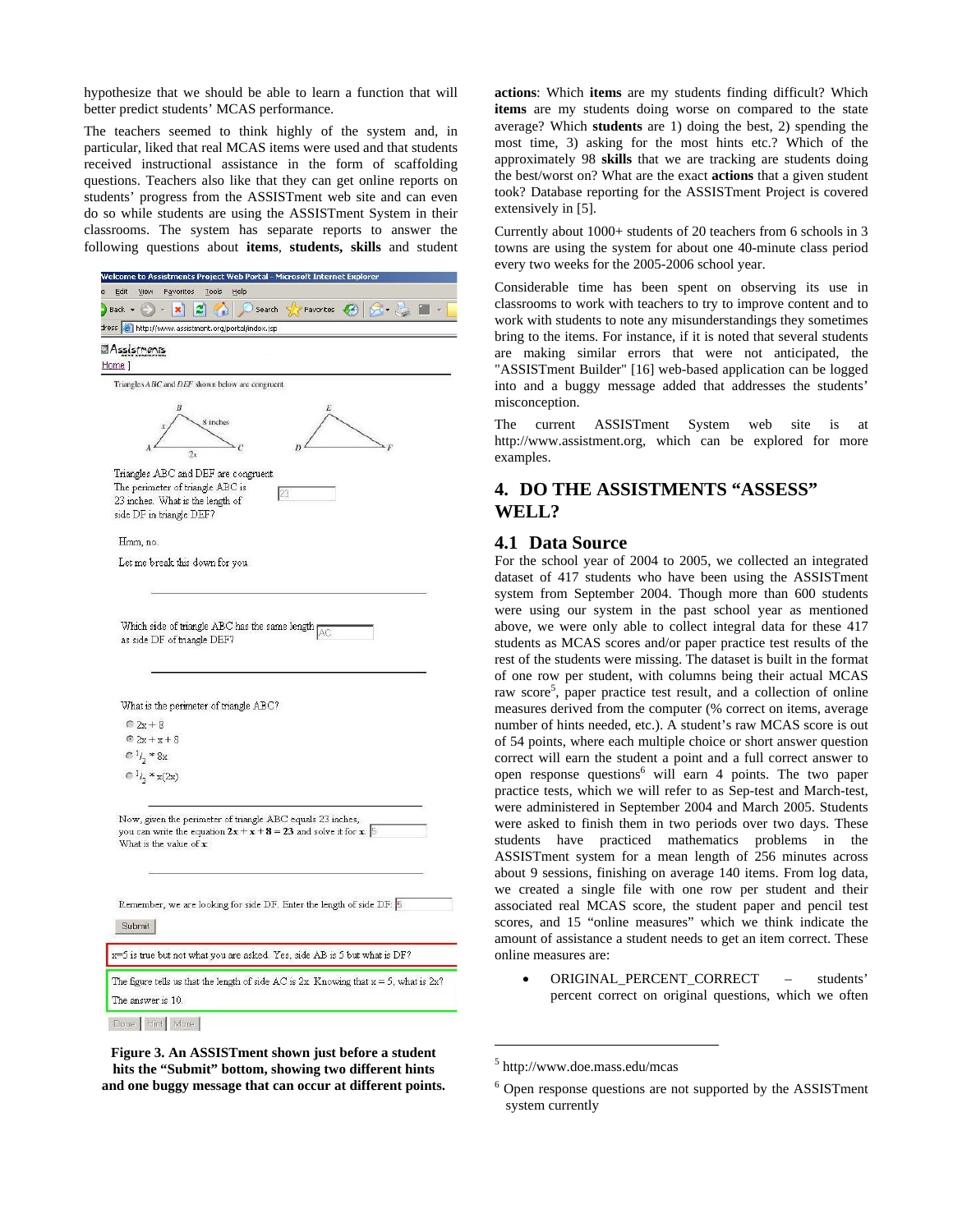hypothesize that we should be able to learn a function that will better predict students' MCAS performance.

The teachers seemed to think highly of the system and, in particular, liked that real MCAS items were used and that students received instructional assistance in the form of scaffolding questions. Teachers also like that they can get online reports on students' progress from the ASSISTment web site and can even do so while students are using the ASSISTment System in their classrooms. The system has separate reports to answer the following questions about **items**, **students, skills** and student **actions**: Which **items** are my students finding difficult? Which **items** are my students doing worse on compared to the state average? Which **students** are 1) doing the best, 2) spending the most time, 3) asking for the most hints etc.? Which of the approximately 98 **skills** that we are tracking are students doing the best/worst on? What are the exact **actions** that a given student took? Database reporting for the ASSISTment Project is covered extensively in [5].

**Figure 3. An ASSISTment shown just before a student hits the "Submit" bottom, showing two different hints and one buggy message that can occur at different points.**

Currently about 1000+ students of 20 teachers from 6 schools in 3 towns are using the system for about one 40-minute class period every two weeks for the 2005-2006 school year.

Considerable time has been spent on observing its use in classrooms to work with teachers to try to improve content and to work with students to note any misunderstandings they sometimes bring to the items. For instance, if it is noted that several students are making similar errors that were not anticipated, the "ASSISTment Builder" [16] web-based application can be logged into and a buggy message added that addresses the students' misconception.

The current ASSISTment System web site is at http://www.assistment.org, which can be explored for more examples.

## 4. DO THE ASSISTMENTS "ASSESS" WELL?

### 4.1 Data Source

For the school year of 2004 to 2005, we collected an integrated dataset of 417 students who have been using the ASSISTment system from September 2004. Though more than 600 students were using our system in the past school year as mentioned above, we were only able to collect integral data for these 417 students as MCAS scores and/or paper practice test results of the rest of the students were missing. The dataset is built in the format of one row per student, with columns being their actual MCAS raw score[5], paper practice test result, and a collection of online measures derived from the computer (% correct on items, average number of hints needed, etc.). A student's raw MCAS score is out of 54 points, where each multiple choice or short answer question correct will earn the student a point and a full correct answer to open response questions[6] will earn 4 points. The two paper practice tests, which we will refer to as Sep-test and March-test, were administered in September 2004 and March 2005. Students were asked to finish them in two periods over two days. These students have practiced mathematics problems in the ASSISTment system for a mean length of 256 minutes across about 9 sessions, finishing on average 140 items. From log data, we created a single file with one row per student and their associated real MCAS score, the student paper and pencil test scores, and 15 "online measures" which we think indicate the amount of assistance a student needs to get an item correct. These online measures are:

- ORIGINAL_PERCENT_CORRECT – students' percent correct on original questions, which we often

[5] http://www.doe.mass.edu/mcas

[6] Open response questions are not supported by the ASSISTment system currently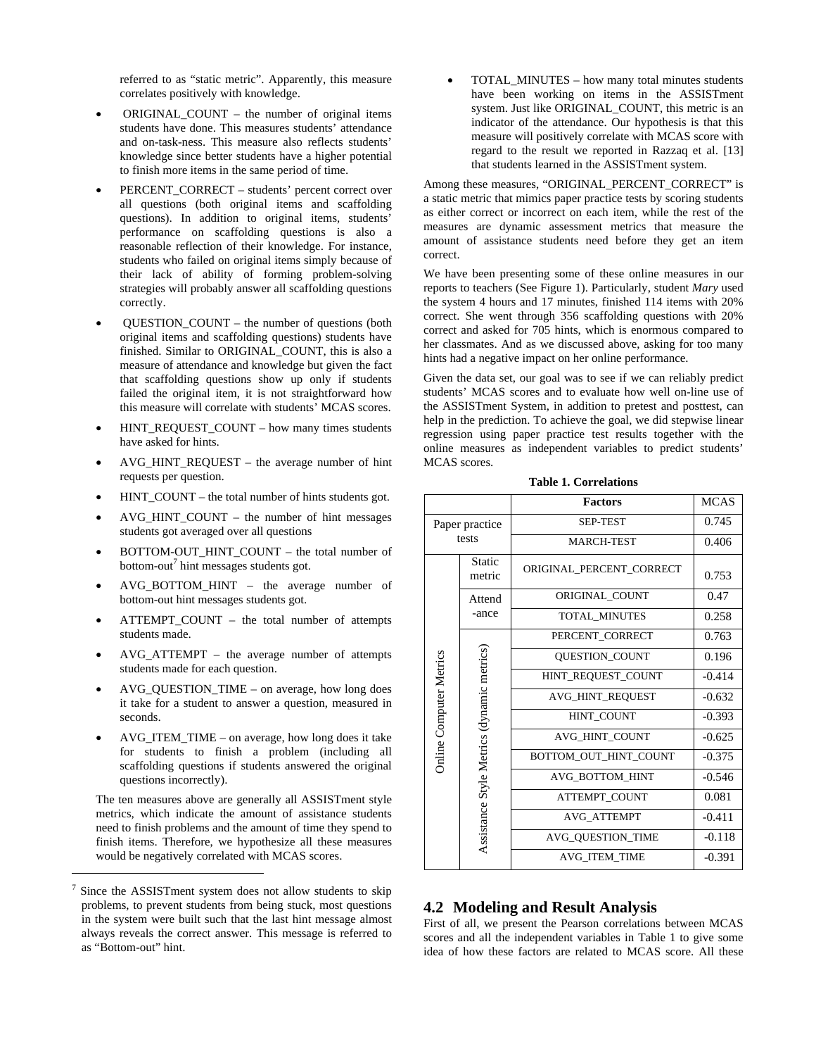referred to as "static metric". Apparently, this measure correlates positively with knowledge.

- ORIGINAL_COUNT – the number of original items students have done. This measures students' attendance and on-task-ness. This measure also reflects students' knowledge since better students have a higher potential to finish more items in the same period of time.
- PERCENT_CORRECT – students' percent correct over all questions (both original items and scaffolding questions). In addition to original items, students' performance on scaffolding questions is also a reasonable reflection of their knowledge. For instance, students who failed on original items simply because of their lack of ability of forming problem-solving strategies will probably answer all scaffolding questions correctly.
- QUESTION_COUNT – the number of questions (both original items and scaffolding questions) students have finished. Similar to ORIGINAL_COUNT, this is also a measure of attendance and knowledge but given the fact that scaffolding questions show up only if students failed the original item, it is not straightforward how this measure will correlate with students' MCAS scores.
- HINT_REQUEST_COUNT – how many times students have asked for hints.
- AVG_HINT_REQUEST – the average number of hint requests per question.
- HINT_COUNT – the total number of hints students got.
- AVG_HINT_COUNT – the number of hint messages students got averaged over all questions
- BOTTOM-OUT_HINT_COUNT – the total number of bottom-out[7] hint messages students got.
- AVG_BOTTOM_HINT – the average number of bottom-out hint messages students got.
- ATTEMPT_COUNT – the total number of attempts students made.
- AVG_ATTEMPT – the average number of attempts students made for each question.
- AVG_QUESTION_TIME – on average, how long does it take for a student to answer a question, measured in seconds.
- AVG_ITEM_TIME – on average, how long does it take for students to finish a problem (including all scaffolding questions if students answered the original questions incorrectly).

The ten measures above are generally all ASSISTment style metrics, which indicate the amount of assistance students need to finish problems and the amount of time they spend to finish items. Therefore, we hypothesize all these measures would be negatively correlated with MCAS scores.

- TOTAL_MINUTES – how many total minutes students have been working on items in the ASSISTment system. Just like ORIGINAL_COUNT, this metric is an indicator of the attendance. Our hypothesis is that this measure will positively correlate with MCAS score with regard to the result we reported in Razzaq et al. [13] that students learned in the ASSISTment system.

Among these measures, "ORIGINAL_PERCENT_CORRECT" is a static metric that mimics paper practice tests by scoring students as either correct or incorrect on each item, while the rest of the measures are dynamic assessment metrics that measure the amount of assistance students need before they get an item correct.

We have been presenting some of these online measures in our reports to teachers (See Figure 1). Particularly, student *Mary* used the system 4 hours and 17 minutes, finished 114 items with 20% correct. She went through 356 scaffolding questions with 20% correct and asked for 705 hints, which is enormous compared to her classmates. And as we discussed above, asking for too many hints had a negative impact on her online performance.

Given the data set, our goal was to see if we can reliably predict students' MCAS scores and to evaluate how well on-line use of the ASSISTment System, in addition to pretest and posttest, can help in the prediction. To achieve the goal, we did stepwise linear regression using paper practice test results together with the online measures as independent variables to predict students' MCAS scores.

**Table 1. Correlations**

| | | Factors | MCAS |
|---|---|---|---|
| Paper practice tests | | SEP-TEST | 0.745 |
| | | MARCH-TEST | 0.406 |
| Online Computer Metrics | Static metric | ORIGINAL_PERCENT_CORRECT | 0.753 |
| | Attend-ance | ORIGINAL_COUNT | 0.47 |
| | | TOTAL_MINUTES | 0.258 |
| | Assistance Style Metrics (dynamic metrics) | PERCENT_CORRECT | 0.763 |
| | | QUESTION_COUNT | 0.196 |
| | | HINT_REQUEST_COUNT | -0.414 |
| | | AVG_HINT_REQUEST | -0.632 |
| | | HINT_COUNT | -0.393 |
| | | AVG_HINT_COUNT | -0.625 |
| | | BOTTOM_OUT_HINT_COUNT | -0.375 |
| | | AVG_BOTTOM_HINT | -0.546 |
| | | ATTEMPT_COUNT | 0.081 |
| | | AVG_ATTEMPT | -0.411 |
| | | AVG_QUESTION_TIME | -0.118 |
| | | AVG_ITEM_TIME | -0.391 |

## 4.2 Modeling and Result Analysis

First of all, we present the Pearson correlations between MCAS scores and all the independent variables in Table 1 to give some idea of how these factors are related to MCAS score. All these

[7] Since the ASSISTment system does not allow students to skip problems, to prevent students from being stuck, most questions in the system were built such that the last hint message almost always reveals the correct answer. This message is referred to as "Bottom-out" hint.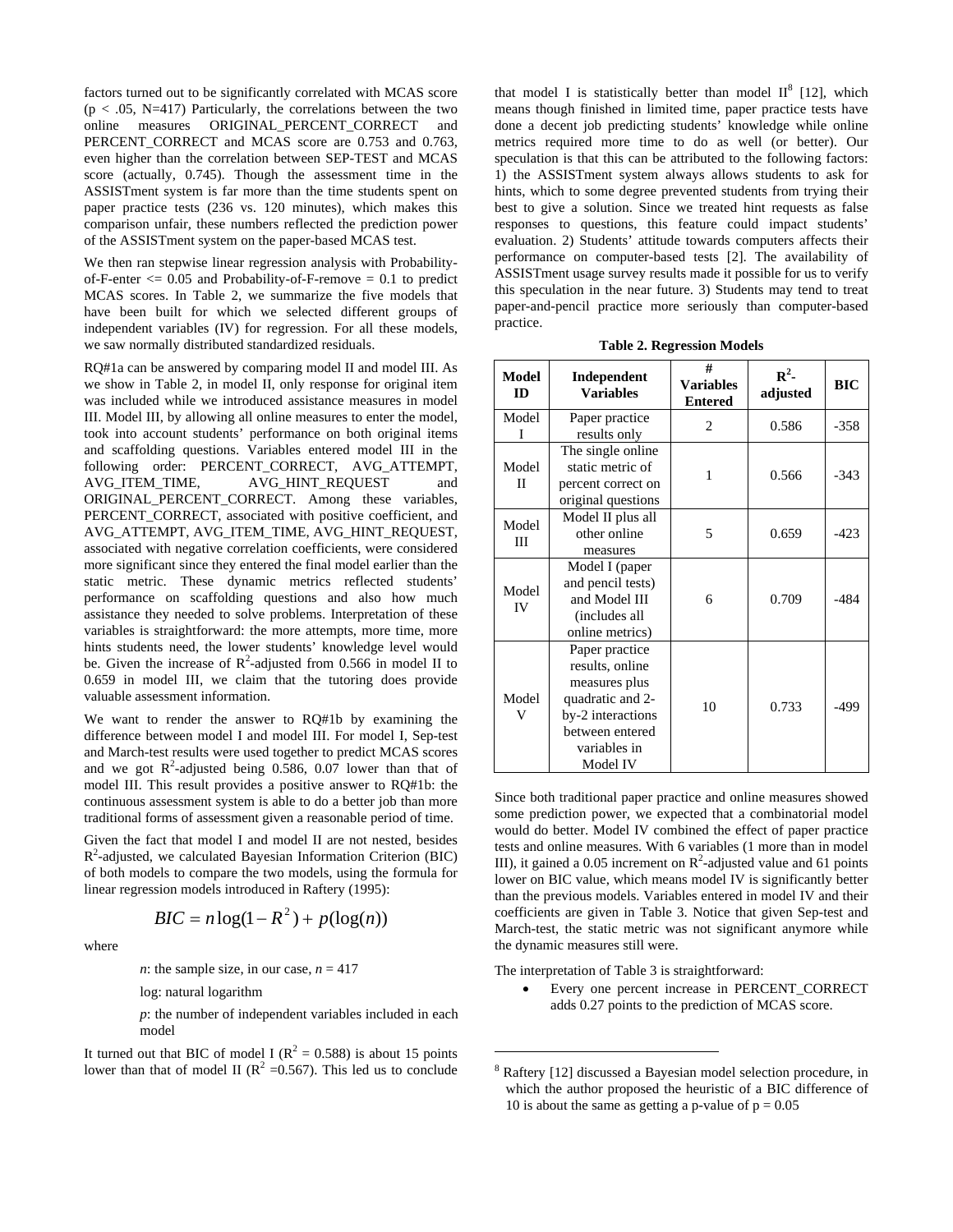factors turned out to be significantly correlated with MCAS score ($p < .05$, N=417) Particularly, the correlations between the two online measures ORIGINAL_PERCENT_CORRECT and PERCENT_CORRECT and MCAS score are 0.753 and 0.763, even higher than the correlation between SEP-TEST and MCAS score (actually, 0.745). Though the assessment time in the ASSISTment system is far more than the time students spent on paper practice tests (236 vs. 120 minutes), which makes this comparison unfair, these numbers reflected the prediction power of the ASSISTment system on the paper-based MCAS test.

We then ran stepwise linear regression analysis with Probability-of-F-enter <= 0.05 and Probability-of-F-remove = 0.1 to predict MCAS scores. In Table 2, we summarize the five models that have been built for which we selected different groups of independent variables (IV) for regression. For all these models, we saw normally distributed standardized residuals.

RQ#1a can be answered by comparing model II and model III. As we show in Table 2, in model II, only response for original item was included while we introduced assistance measures in model III. Model III, by allowing all online measures to enter the model, took into account students' performance on both original items and scaffolding questions. Variables entered model III in the following order: PERCENT_CORRECT, AVG_ATTEMPT, AVG_ITEM_TIME, AVG_HINT_REQUEST and ORIGINAL_PERCENT_CORRECT. Among these variables, PERCENT_CORRECT, associated with positive coefficient, and AVG_ATTEMPT, AVG_ITEM_TIME, AVG_HINT_REQUEST, associated with negative correlation coefficients, were considered more significant since they entered the final model earlier than the static metric. These dynamic metrics reflected students' performance on scaffolding questions and also how much assistance they needed to solve problems. Interpretation of these variables is straightforward: the more attempts, more time, more hints students need, the lower students' knowledge level would be. Given the increase of $R^2$-adjusted from 0.566 in model II to 0.659 in model III, we claim that the tutoring does provide valuable assessment information.

We want to render the answer to RQ#1b by examining the difference between model I and model III. For model I, Sep-test and March-test results were used together to predict MCAS scores and we got $R^2$-adjusted being 0.586, 0.07 lower than that of model III. This result provides a positive answer to RQ#1b: the continuous assessment system is able to do a better job than more traditional forms of assessment given a reasonable period of time.

Given the fact that model I and model II are not nested, besides $R^2$-adjusted, we calculated Bayesian Information Criterion (BIC) of both models to compare the two models, using the formula for linear regression models introduced in Raftery (1995):

$$BIC = n\log(1 - R^2) + p(\log(n))$$

where

*n*: the sample size, in our case, $n = 417$

log: natural logarithm

*p*: the number of independent variables included in each model

It turned out that BIC of model I ($R^2 = 0.588$) is about 15 points lower than that of model II ($R^2 = 0.567$). This led us to conclude that model I is statistically better than model II[8] [12], which means though finished in limited time, paper practice tests have done a decent job predicting students' knowledge while online metrics required more time to do as well (or better). Our speculation is that this can be attributed to the following factors: 1) the ASSISTment system always allows students to ask for hints, which to some degree prevented students from trying their best to give a solution. Since we treated hint requests as false responses to questions, this feature could impact students' evaluation. 2) Students' attitude towards computers affects their performance on computer-based tests [2]. The availability of ASSISTment usage survey results made it possible for us to verify this speculation in the near future. 3) Students may tend to treat paper-and-pencil practice more seriously than computer-based practice.

**Table 2. Regression Models**

| Model ID | Independent Variables | # Variables Entered | $R^2$-adjusted | BIC |
|---|---|---|---|---|
| Model I | Paper practice results only | 2 | 0.586 | -358 |
| Model II | The single online static metric of percent correct on original questions | 1 | 0.566 | -343 |
| Model III | Model II plus all other online measures | 5 | 0.659 | -423 |
| Model IV | Model I (paper and pencil tests) and Model III (includes all online metrics) | 6 | 0.709 | -484 |
| Model V | Paper practice results, online measures plus quadratic and 2-by-2 interactions between entered variables in Model IV | 10 | 0.733 | -499 |

Since both traditional paper practice and online measures showed some prediction power, we expected that a combinatorial model would do better. Model IV combined the effect of paper practice tests and online measures. With 6 variables (1 more than in model III), it gained a 0.05 increment on $R^2$-adjusted value and 61 points lower on BIC value, which means model IV is significantly better than the previous models. Variables entered in model IV and their coefficients are given in Table 3. Notice that given Sep-test and March-test, the static metric was not significant anymore while the dynamic measures still were.

The interpretation of Table 3 is straightforward:

- Every one percent increase in PERCENT_CORRECT adds 0.27 points to the prediction of MCAS score.

[8] Raftery [12] discussed a Bayesian model selection procedure, in which the author proposed the heuristic of a BIC difference of 10 is about the same as getting a p-value of $p = 0.05$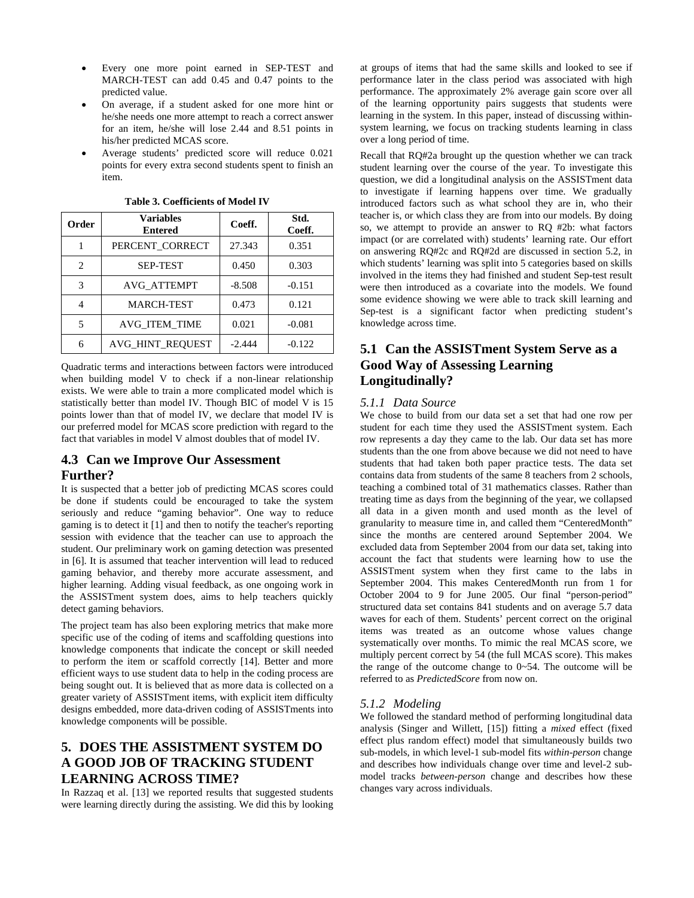- Every one more point earned in SEP-TEST and MARCH-TEST can add 0.45 and 0.47 points to the predicted value.
- On average, if a student asked for one more hint or he/she needs one more attempt to reach a correct answer for an item, he/she will lose 2.44 and 8.51 points in his/her predicted MCAS score.
- Average students' predicted score will reduce 0.021 points for every extra second students spent to finish an item.

**Table 3. Coefficients of Model IV**

| Order | Variables Entered | Coeff. | Std. Coeff. |
|---|---|---|---|
| 1 | PERCENT_CORRECT | 27.343 | 0.351 |
| 2 | SEP-TEST | 0.450 | 0.303 |
| 3 | AVG_ATTEMPT | -8.508 | -0.151 |
| 4 | MARCH-TEST | 0.473 | 0.121 |
| 5 | AVG_ITEM_TIME | 0.021 | -0.081 |
| 6 | AVG_HINT_REQUEST | -2.444 | -0.122 |

Quadratic terms and interactions between factors were introduced when building model V to check if a non-linear relationship exists. We were able to train a more complicated model which is statistically better than model IV. Though BIC of model V is 15 points lower than that of model IV, we declare that model IV is our preferred model for MCAS score prediction with regard to the fact that variables in model V almost doubles that of model IV.

## 4.3 Can we Improve Our Assessment Further?

It is suspected that a better job of predicting MCAS scores could be done if students could be encouraged to take the system seriously and reduce "gaming behavior". One way to reduce gaming is to detect it [1] and then to notify the teacher's reporting session with evidence that the teacher can use to approach the student. Our preliminary work on gaming detection was presented in [6]. It is assumed that teacher intervention will lead to reduced gaming behavior, and thereby more accurate assessment, and higher learning. Adding visual feedback, as one ongoing work in the ASSISTment system does, aims to help teachers quickly detect gaming behaviors.

The project team has also been exploring metrics that make more specific use of the coding of items and scaffolding questions into knowledge components that indicate the concept or skill needed to perform the item or scaffold correctly [14]. Better and more efficient ways to use student data to help in the coding process are being sought out. It is believed that as more data is collected on a greater variety of ASSISTment items, with explicit item difficulty designs embedded, more data-driven coding of ASSISTments into knowledge components will be possible.

# 5. DOES THE ASSISTMENT SYSTEM DO A GOOD JOB OF TRACKING STUDENT LEARNING ACROSS TIME?

In Razzaq et al. [13] we reported results that suggested students were learning directly during the assisting. We did this by looking at groups of items that had the same skills and looked to see if performance later in the class period was associated with high performance. The approximately 2% average gain score over all of the learning opportunity pairs suggests that students were learning in the system. In this paper, instead of discussing within-system learning, we focus on tracking students learning in class over a long period of time.

Recall that RQ#2a brought up the question whether we can track student learning over the course of the year. To investigate this question, we did a longitudinal analysis on the ASSISTment data to investigate if learning happens over time. We gradually introduced factors such as what school they are in, who their teacher is, or which class they are from into our models. By doing so, we attempt to provide an answer to RQ #2b: what factors impact (or are correlated with) students' learning rate. Our effort on answering RQ#2c and RQ#2d are discussed in section 5.2, in which students' learning was split into 5 categories based on skills involved in the items they had finished and student Sep-test result were then introduced as a covariate into the models. We found some evidence showing we were able to track skill learning and Sep-test is a significant factor when predicting student's knowledge across time.

## 5.1 Can the ASSISTment System Serve as a Good Way of Assessing Learning Longitudinally?

### 5.1.1 Data Source

We chose to build from our data set a set that had one row per student for each time they used the ASSISTment system. Each row represents a day they came to the lab. Our data set has more students than the one from above because we did not need to have students that had taken both paper practice tests. The data set contains data from students of the same 8 teachers from 2 schools, teaching a combined total of 31 mathematics classes. Rather than treating time as days from the beginning of the year, we collapsed all data in a given month and used month as the level of granularity to measure time in, and called them "CenteredMonth" since the months are centered around September 2004. We excluded data from September 2004 from our data set, taking into account the fact that students were learning how to use the ASSISTment system when they first came to the labs in September 2004. This makes CenteredMonth run from 1 for October 2004 to 9 for June 2005. Our final "person-period" structured data set contains 841 students and on average 5.7 data waves for each of them. Students' percent correct on the original items was treated as an outcome whose values change systematically over months. To mimic the real MCAS score, we multiply percent correct by 54 (the full MCAS score). This makes the range of the outcome change to 0~54. The outcome will be referred to as *PredictedScore* from now on.

### 5.1.2 Modeling

We followed the standard method of performing longitudinal data analysis (Singer and Willett, [15]) fitting a *mixed* effect (fixed effect plus random effect) model that simultaneously builds two sub-models, in which level-1 sub-model fits *within-person* change and describes how individuals change over time and level-2 sub-model tracks *between-person* change and describes how these changes vary across individuals.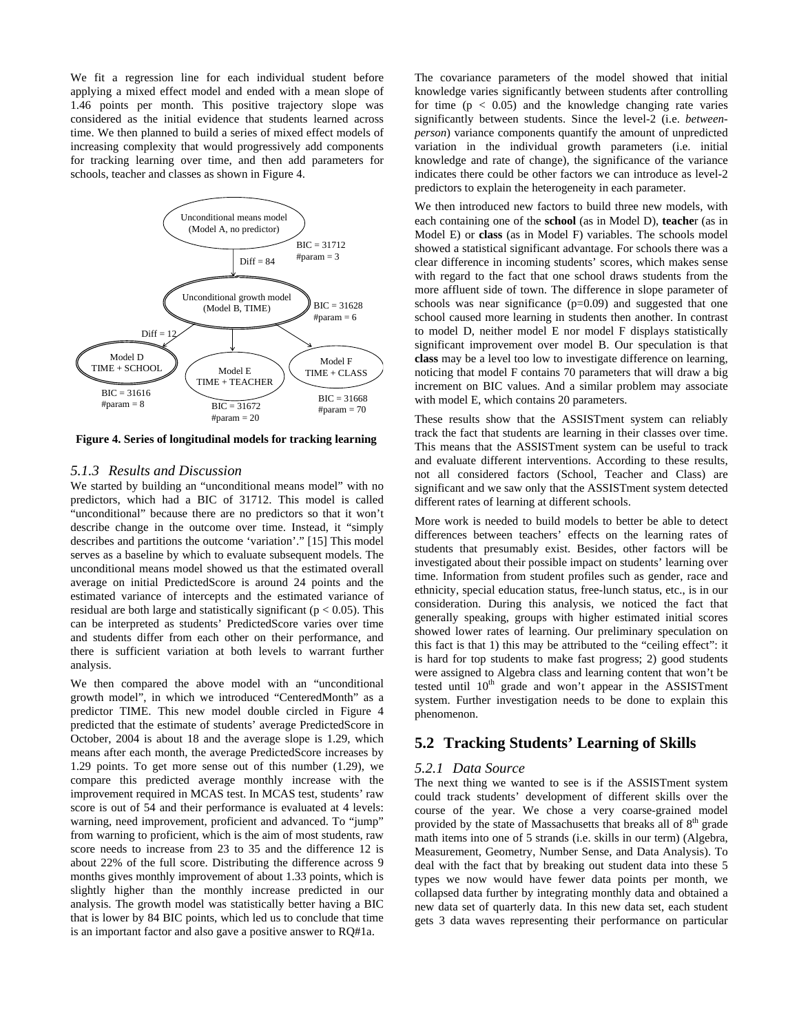We fit a regression line for each individual student before applying a mixed effect model and ended with a mean slope of 1.46 points per month. This positive trajectory slope was considered as the initial evidence that students learned across time. We then planned to build a series of mixed effect models of increasing complexity that would progressively add components for tracking learning over time, and then add parameters for schools, teacher and classes as shown in Figure 4.

Unconditional means model (Model A, no predictor)
BIC = 31712
#param = 3

Diff = 84

Unconditional growth model (Model B, TIME)
BIC = 31628
#param = 6

Diff = 12

Model D TIME + SCHOOL
BIC = 31616
#param = 8

Model E TIME + TEACHER
BIC = 31672
#param = 20

Model F TIME + CLASS
BIC = 31668
#param = 70

**Figure 4. Series of longitudinal models for tracking learning**

### *5.1.3 Results and Discussion*

We started by building an "unconditional means model" with no predictors, which had a BIC of 31712. This model is called "unconditional" because there are no predictors so that it won't describe change in the outcome over time. Instead, it "simply describes and partitions the outcome 'variation'." [15] This model serves as a baseline by which to evaluate subsequent models. The unconditional means model showed us that the estimated overall average on initial PredictedScore is around 24 points and the estimated variance of intercepts and the estimated variance of residual are both large and statistically significant ($p < 0.05$). This can be interpreted as students' PredictedScore varies over time and students differ from each other on their performance, and there is sufficient variation at both levels to warrant further analysis.

We then compared the above model with an "unconditional growth model", in which we introduced "CenteredMonth" as a predictor TIME. This new model double circled in Figure 4 predicted that the estimate of students' average PredictedScore in October, 2004 is about 18 and the average slope is 1.29, which means after each month, the average PredictedScore increases by 1.29 points. To get more sense out of this number (1.29), we compare this predicted average monthly increase with the improvement required in MCAS test. In MCAS test, students' raw score is out of 54 and their performance is evaluated at 4 levels: warning, need improvement, proficient and advanced. To "jump" from warning to proficient, which is the aim of most students, raw score needs to increase from 23 to 35 and the difference 12 is about 22% of the full score. Distributing the difference across 9 months gives monthly improvement of about 1.33 points, which is slightly higher than the monthly increase predicted in our analysis. The growth model was statistically better having a BIC that is lower by 84 BIC points, which led us to conclude that time is an important factor and also gave a positive answer to RQ#1a.

The covariance parameters of the model showed that initial knowledge varies significantly between students after controlling for time ($p < 0.05$) and the knowledge changing rate varies significantly between students. Since the level-2 (i.e. *between-person*) variance components quantify the amount of unpredicted variation in the individual growth parameters (i.e. initial knowledge and rate of change), the significance of the variance indicates there could be other factors we can introduce as level-2 predictors to explain the heterogeneity in each parameter.

We then introduced new factors to build three new models, with each containing one of the **school** (as in Model D), **teache**r (as in Model E) or **class** (as in Model F) variables. The schools model showed a statistical significant advantage. For schools there was a clear difference in incoming students' scores, which makes sense with regard to the fact that one school draws students from the more affluent side of town. The difference in slope parameter of schools was near significance ($p=0.09$) and suggested that one school caused more learning in students then another. In contrast to model D, neither model E nor model F displays statistically significant improvement over model B. Our speculation is that **class** may be a level too low to investigate difference on learning, noticing that model F contains 70 parameters that will draw a big increment on BIC values. And a similar problem may associate with model E, which contains 20 parameters.

These results show that the ASSISTment system can reliably track the fact that students are learning in their classes over time. This means that the ASSISTment system can be useful to track and evaluate different interventions. According to these results, not all considered factors (School, Teacher and Class) are significant and we saw only that the ASSISTment system detected different rates of learning at different schools.

More work is needed to build models to better be able to detect differences between teachers' effects on the learning rates of students that presumably exist. Besides, other factors will be investigated about their possible impact on students' learning over time. Information from student profiles such as gender, race and ethnicity, special education status, free-lunch status, etc., is in our consideration. During this analysis, we noticed the fact that generally speaking, groups with higher estimated initial scores showed lower rates of learning. Our preliminary speculation on this fact is that 1) this may be attributed to the "ceiling effect": it is hard for top students to make fast progress; 2) good students were assigned to Algebra class and learning content that won't be tested until 10th grade and won't appear in the ASSISTment system. Further investigation needs to be done to explain this phenomenon.

## 5.2 Tracking Students' Learning of Skills

### *5.2.1 Data Source*

The next thing we wanted to see is if the ASSISTment system could track students' development of different skills over the course of the year. We chose a very coarse-grained model provided by the state of Massachusetts that breaks all of 8th grade math items into one of 5 strands (i.e. skills in our term) (Algebra, Measurement, Geometry, Number Sense, and Data Analysis). To deal with the fact that by breaking out student data into these 5 types we now would have fewer data points per month, we collapsed data further by integrating monthly data and obtained a new data set of quarterly data. In this new data set, each student gets 3 data waves representing their performance on particular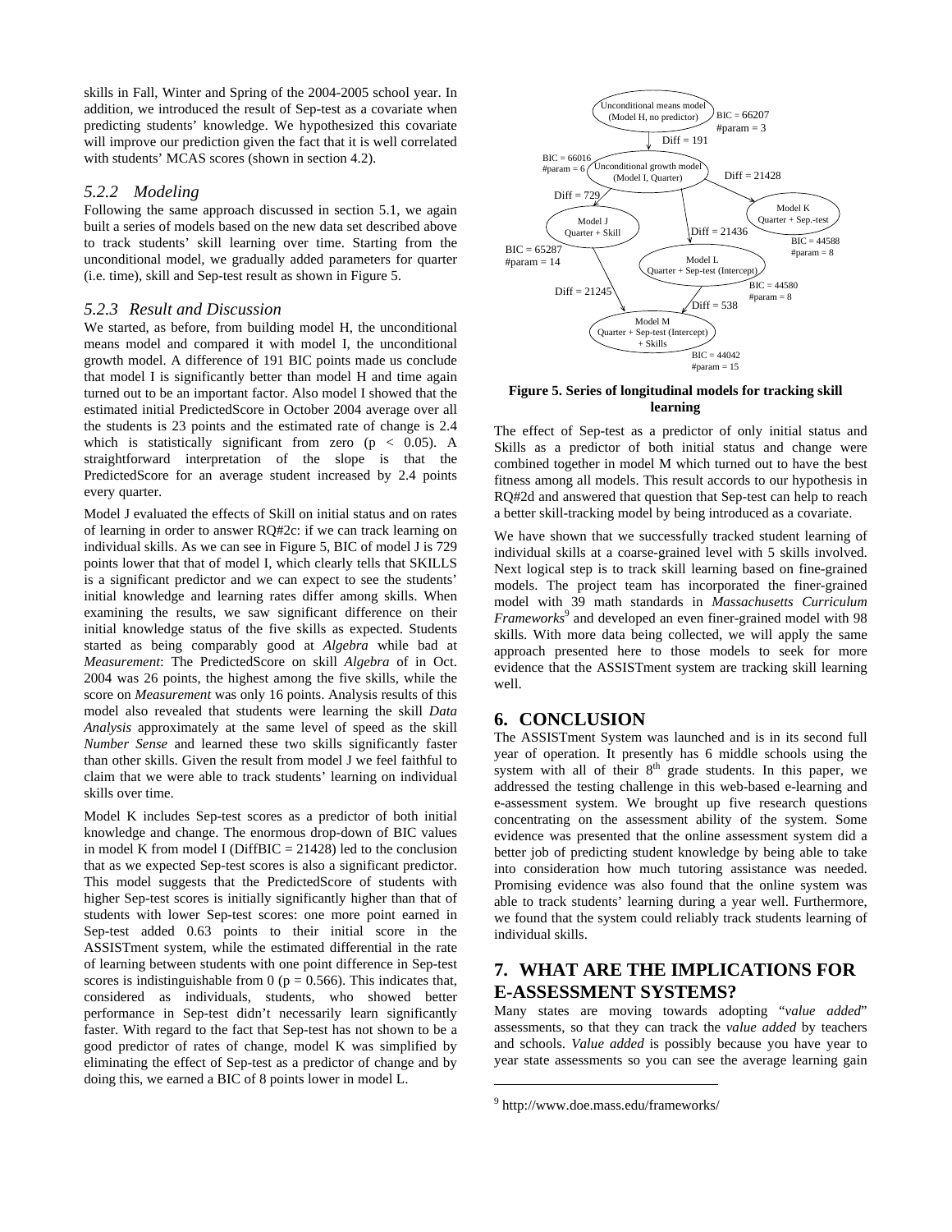skills in Fall, Winter and Spring of the 2004-2005 school year. In addition, we introduced the result of Sep-test as a covariate when predicting students' knowledge. We hypothesized this covariate will improve our prediction given the fact that it is well correlated with students' MCAS scores (shown in section 4.2).

### *5.2.2 Modeling*

Following the same approach discussed in section 5.1, we again built a series of models based on the new data set described above to track students' skill learning over time. Starting from the unconditional model, we gradually added parameters for quarter (i.e. time), skill and Sep-test result as shown in Figure 5.

### *5.2.3 Result and Discussion*

We started, as before, from building model H, the unconditional means model and compared it with model I, the unconditional growth model. A difference of 191 BIC points made us conclude that model I is significantly better than model H and time again turned out to be an important factor. Also model I showed that the estimated initial PredictedScore in October 2004 average over all the students is 23 points and the estimated rate of change is 2.4 which is statistically significant from zero ($p < 0.05$). A straightforward interpretation of the slope is that the PredictedScore for an average student increased by 2.4 points every quarter.

Model J evaluated the effects of Skill on initial status and on rates of learning in order to answer RQ#2c: if we can track learning on individual skills. As we can see in Figure 5, BIC of model J is 729 points lower that that of model I, which clearly tells that SKILLS is a significant predictor and we can expect to see the students' initial knowledge and learning rates differ among skills. When examining the results, we saw significant difference on their initial knowledge status of the five skills as expected. Students started as being comparably good at *Algebra* while bad at *Measurement*: The PredictedScore on skill *Algebra* of in Oct. 2004 was 26 points, the highest among the five skills, while the score on *Measurement* was only 16 points. Analysis results of this model also revealed that students were learning the skill *Data Analysis* approximately at the same level of speed as the skill *Number Sense* and learned these two skills significantly faster than other skills. Given the result from model J we feel faithful to claim that we were able to track students' learning on individual skills over time.

Model K includes Sep-test scores as a predictor of both initial knowledge and change. The enormous drop-down of BIC values in model K from model I (DiffBIC = 21428) led to the conclusion that as we expected Sep-test scores is also a significant predictor. This model suggests that the PredictedScore of students with higher Sep-test scores is initially significantly higher than that of students with lower Sep-test scores: one more point earned in Sep-test added 0.63 points to their initial score in the ASSISTment system, while the estimated differential in the rate of learning between students with one point difference in Sep-test scores is indistinguishable from 0 ($p = 0.566$). This indicates that, considered as individuals, students, who showed better performance in Sep-test didn't necessarily learn significantly faster. With regard to the fact that Sep-test has not shown to be a good predictor of rates of change, model K was simplified by eliminating the effect of Sep-test as a predictor of change and by doing this, we earned a BIC of 8 points lower in model L.

Unconditional means model (Model H, no predictor) — BIC = 66207, #param = 3
→ Diff = 191 → Unconditional growth model (Model I, Quarter) — BIC = 66016, #param = 6
Model I → Diff = 729 → Model J (Quarter + Skill) — BIC = 65287, #param = 14
Model I → Diff = 21428 → Model K (Quarter + Sep.-test) — BIC = 44588, #param = 8
Model I → Diff = 21436 → Model L (Quarter + Sep-test (Intercept)) — BIC = 44580, #param = 8
Model J → Diff = 21245 → Model M (Quarter + Sep-test (Intercept) + Skills) — BIC = 44042, #param = 15
Model L → Diff = 538 → Model M

**Figure 5. Series of longitudinal models for tracking skill learning**

The effect of Sep-test as a predictor of only initial status and Skills as a predictor of both initial status and change were combined together in model M which turned out to have the best fitness among all models. This result accords to our hypothesis in RQ#2d and answered that question that Sep-test can help to reach a better skill-tracking model by being introduced as a covariate.

We have shown that we successfully tracked student learning of individual skills at a coarse-grained level with 5 skills involved. Next logical step is to track skill learning based on fine-grained models. The project team has incorporated the finer-grained model with 39 math standards in *Massachusetts Curriculum Frameworks*[9] and developed an even finer-grained model with 98 skills. With more data being collected, we will apply the same approach presented here to those models to seek for more evidence that the ASSISTment system are tracking skill learning well.

## 6. CONCLUSION

The ASSISTment System was launched and is in its second full year of operation. It presently has 6 middle schools using the system with all of their 8th grade students. In this paper, we addressed the testing challenge in this web-based e-learning and e-assessment system. We brought up five research questions concentrating on the assessment ability of the system. Some evidence was presented that the online assessment system did a better job of predicting student knowledge by being able to take into consideration how much tutoring assistance was needed. Promising evidence was also found that the online system was able to track students' learning during a year well. Furthermore, we found that the system could reliably track students learning of individual skills.

## 7. WHAT ARE THE IMPLICATIONS FOR E-ASSESSMENT SYSTEMS?

Many states are moving towards adopting "*value added*" assessments, so that they can track the *value added* by teachers and schools. *Value added* is possibly because you have year to year state assessments so you can see the average learning gain

[9] http://www.doe.mass.edu/frameworks/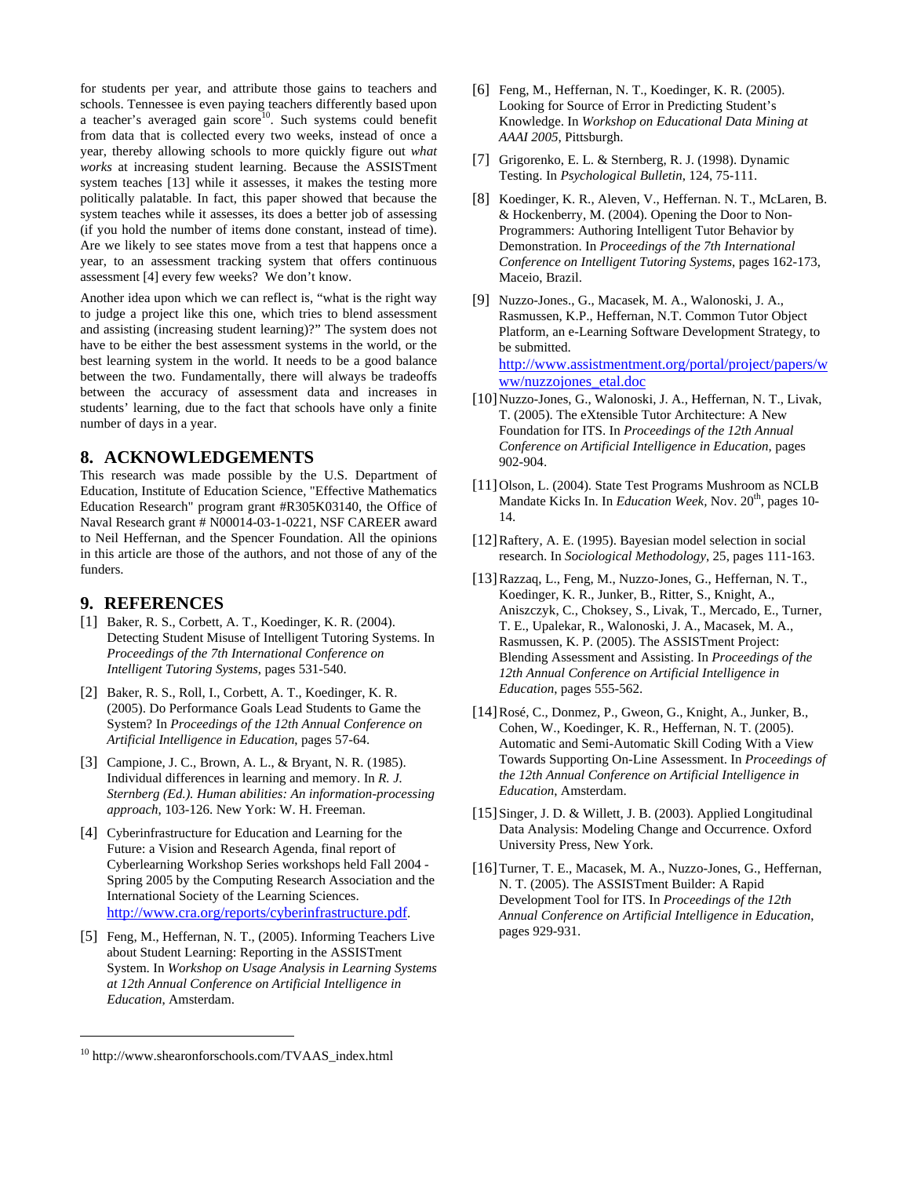for students per year, and attribute those gains to teachers and schools. Tennessee is even paying teachers differently based upon a teacher's averaged gain score[10]. Such systems could benefit from data that is collected every two weeks, instead of once a year, thereby allowing schools to more quickly figure out *what works* at increasing student learning. Because the ASSISTment system teaches [13] while it assesses, it makes the testing more politically palatable. In fact, this paper showed that because the system teaches while it assesses, its does a better job of assessing (if you hold the number of items done constant, instead of time). Are we likely to see states move from a test that happens once a year, to an assessment tracking system that offers continuous assessment [4] every few weeks? We don't know.

Another idea upon which we can reflect is, "what is the right way to judge a project like this one, which tries to blend assessment and assisting (increasing student learning)?" The system does not have to be either the best assessment systems in the world, or the best learning system in the world. It needs to be a good balance between the two. Fundamentally, there will always be tradeoffs between the accuracy of assessment data and increases in students' learning, due to the fact that schools have only a finite number of days in a year.

## 8. ACKNOWLEDGEMENTS

This research was made possible by the U.S. Department of Education, Institute of Education Science, "Effective Mathematics Education Research" program grant #R305K03140, the Office of Naval Research grant # N00014-03-1-0221, NSF CAREER award to Neil Heffernan, and the Spencer Foundation. All the opinions in this article are those of the authors, and not those of any of the funders.

## 9. REFERENCES

[1] Baker, R. S., Corbett, A. T., Koedinger, K. R. (2004). Detecting Student Misuse of Intelligent Tutoring Systems. In *Proceedings of the 7th International Conference on Intelligent Tutoring Systems*, pages 531-540.

[2] Baker, R. S., Roll, I., Corbett, A. T., Koedinger, K. R. (2005). Do Performance Goals Lead Students to Game the System? In *Proceedings of the 12th Annual Conference on Artificial Intelligence in Education*, pages 57-64.

[3] Campione, J. C., Brown, A. L., & Bryant, N. R. (1985). Individual differences in learning and memory. In *R. J. Sternberg (Ed.). Human abilities: An information-processing approach*, 103-126. New York: W. H. Freeman.

[4] Cyberinfrastructure for Education and Learning for the Future: a Vision and Research Agenda, final report of Cyberlearning Workshop Series workshops held Fall 2004 - Spring 2005 by the Computing Research Association and the International Society of the Learning Sciences. http://www.cra.org/reports/cyberinfrastructure.pdf.

[5] Feng, M., Heffernan, N. T., (2005). Informing Teachers Live about Student Learning: Reporting in the ASSISTment System. In *Workshop on Usage Analysis in Learning Systems at 12th Annual Conference on Artificial Intelligence in Education*, Amsterdam.

[6] Feng, M., Heffernan, N. T., Koedinger, K. R. (2005). Looking for Source of Error in Predicting Student's Knowledge. In *Workshop on Educational Data Mining at AAAI 2005*, Pittsburgh.

[7] Grigorenko, E. L. & Sternberg, R. J. (1998). Dynamic Testing. In *Psychological Bulletin*, 124, 75-111.

[8] Koedinger, K. R., Aleven, V., Heffernan. N. T., McLaren, B. & Hockenberry, M. (2004). Opening the Door to Non-Programmers: Authoring Intelligent Tutor Behavior by Demonstration. In *Proceedings of the 7th International Conference on Intelligent Tutoring Systems*, pages 162-173, Maceio, Brazil.

[9] Nuzzo-Jones., G., Macasek, M. A., Walonoski, J. A., Rasmussen, K.P., Heffernan, N.T. Common Tutor Object Platform, an e-Learning Software Development Strategy, to be submitted. http://www.assistmentment.org/portal/project/papers/www/nuzzojones_etal.doc

[10] Nuzzo-Jones, G., Walonoski, J. A., Heffernan, N. T., Livak, T. (2005). The eXtensible Tutor Architecture: A New Foundation for ITS. In *Proceedings of the 12th Annual Conference on Artificial Intelligence in Education*, pages 902-904.

[11] Olson, L. (2004). State Test Programs Mushroom as NCLB Mandate Kicks In. In *Education Week*, Nov. 20th, pages 10-14.

[12] Raftery, A. E. (1995). Bayesian model selection in social research. In *Sociological Methodology*, 25, pages 111-163.

[13] Razzaq, L., Feng, M., Nuzzo-Jones, G., Heffernan, N. T., Koedinger, K. R., Junker, B., Ritter, S., Knight, A., Aniszczyk, C., Choksey, S., Livak, T., Mercado, E., Turner, T. E., Upalekar, R., Walonoski, J. A., Macasek, M. A., Rasmussen, K. P. (2005). The ASSISTment Project: Blending Assessment and Assisting. In *Proceedings of the 12th Annual Conference on Artificial Intelligence in Education*, pages 555-562.

[14] Rosé, C., Donmez, P., Gweon, G., Knight, A., Junker, B., Cohen, W., Koedinger, K. R., Heffernan, N. T. (2005). Automatic and Semi-Automatic Skill Coding With a View Towards Supporting On-Line Assessment. In *Proceedings of the 12th Annual Conference on Artificial Intelligence in Education*, Amsterdam.

[15] Singer, J. D. & Willett, J. B. (2003). Applied Longitudinal Data Analysis: Modeling Change and Occurrence. Oxford University Press, New York.

[16] Turner, T. E., Macasek, M. A., Nuzzo-Jones, G., Heffernan, N. T. (2005). The ASSISTment Builder: A Rapid Development Tool for ITS. In *Proceedings of the 12th Annual Conference on Artificial Intelligence in Education*, pages 929-931.

---

[10] http://www.shearonforschools.com/TVAAS_index.html